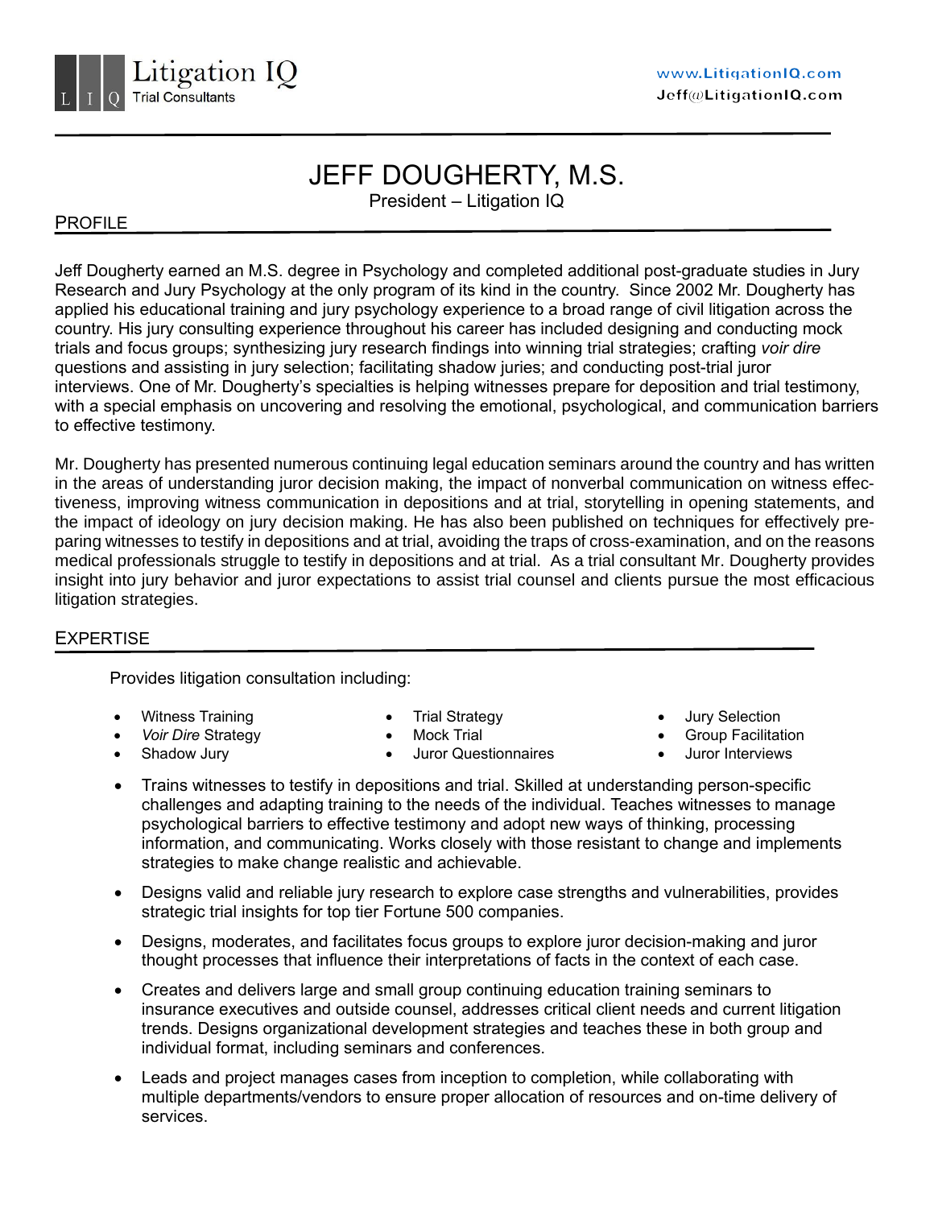Litigation IQ
Trial Consultants

www.LitigationIQ.com
Jeff@LitigationIQ.com

# JEFF DOUGHERTY, M.S.

President – Litigation IQ

## PROFILE

Jeff Dougherty earned an M.S. degree in Psychology and completed additional post-graduate studies in Jury Research and Jury Psychology at the only program of its kind in the country. Since 2002 Mr. Dougherty has applied his educational training and jury psychology experience to a broad range of civil litigation across the country. His jury consulting experience throughout his career has included designing and conducting mock trials and focus groups; synthesizing jury research findings into winning trial strategies; crafting *voir dire* questions and assisting in jury selection; facilitating shadow juries; and conducting post-trial juror interviews. One of Mr. Dougherty's specialties is helping witnesses prepare for deposition and trial testimony, with a special emphasis on uncovering and resolving the emotional, psychological, and communication barriers to effective testimony.

Mr. Dougherty has presented numerous continuing legal education seminars around the country and has written in the areas of understanding juror decision making, the impact of nonverbal communication on witness effectiveness, improving witness communication in depositions and at trial, storytelling in opening statements, and the impact of ideology on jury decision making. He has also been published on techniques for effectively preparing witnesses to testify in depositions and at trial, avoiding the traps of cross-examination, and on the reasons medical professionals struggle to testify in depositions and at trial. As a trial consultant Mr. Dougherty provides insight into jury behavior and juror expectations to assist trial counsel and clients pursue the most efficacious litigation strategies.

## EXPERTISE

Provides litigation consultation including:

- Witness Training
- *Voir Dire* Strategy
- Shadow Jury
- Trial Strategy
- Mock Trial
- Juror Questionnaires
- Jury Selection
- Group Facilitation
- Juror Interviews

- Trains witnesses to testify in depositions and trial. Skilled at understanding person-specific challenges and adapting training to the needs of the individual. Teaches witnesses to manage psychological barriers to effective testimony and adopt new ways of thinking, processing information, and communicating. Works closely with those resistant to change and implements strategies to make change realistic and achievable.
- Designs valid and reliable jury research to explore case strengths and vulnerabilities, provides strategic trial insights for top tier Fortune 500 companies.
- Designs, moderates, and facilitates focus groups to explore juror decision-making and juror thought processes that influence their interpretations of facts in the context of each case.
- Creates and delivers large and small group continuing education training seminars to insurance executives and outside counsel, addresses critical client needs and current litigation trends. Designs organizational development strategies and teaches these in both group and individual format, including seminars and conferences.
- Leads and project manages cases from inception to completion, while collaborating with multiple departments/vendors to ensure proper allocation of resources and on-time delivery of services.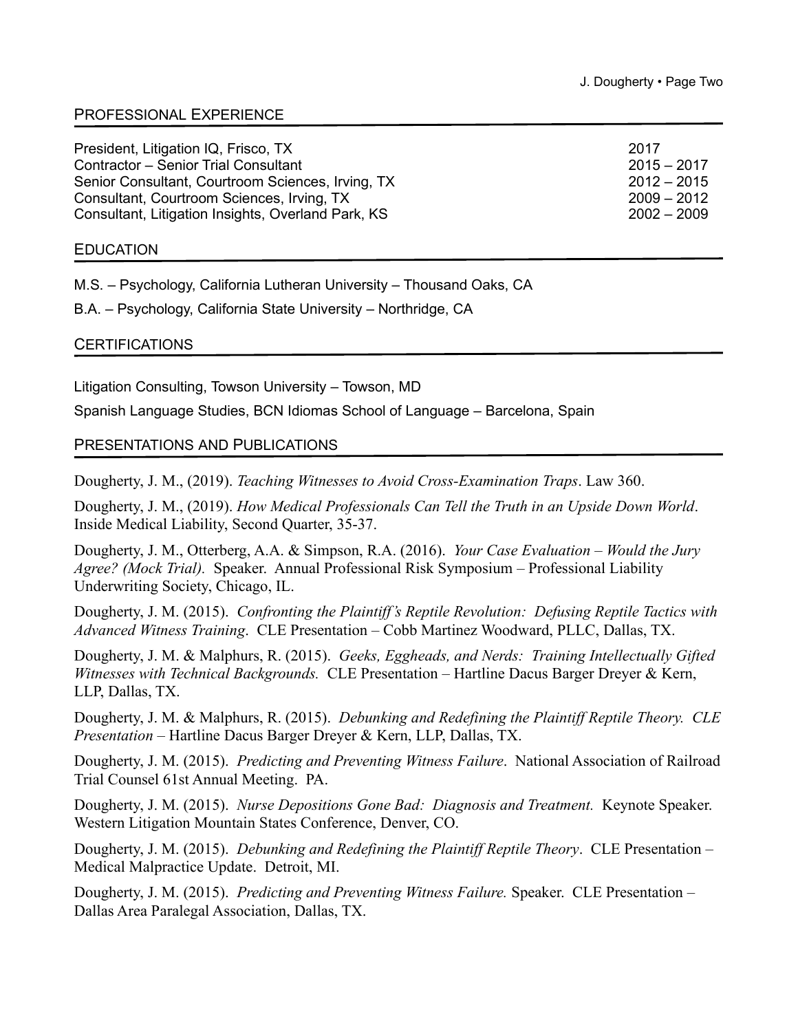## PROFESSIONAL EXPERIENCE

| | |
|---|---|
| President, Litigation IQ, Frisco, TX | 2017 |
| Contractor – Senior Trial Consultant | 2015 – 2017 |
| Senior Consultant, Courtroom Sciences, Irving, TX | 2012 – 2015 |
| Consultant, Courtroom Sciences, Irving, TX | 2009 – 2012 |
| Consultant, Litigation Insights, Overland Park, KS | 2002 – 2009 |

## EDUCATION

M.S. – Psychology, California Lutheran University – Thousand Oaks, CA

B.A. – Psychology, California State University – Northridge, CA

## CERTIFICATIONS

Litigation Consulting, Towson University – Towson, MD

Spanish Language Studies, BCN Idiomas School of Language – Barcelona, Spain

## PRESENTATIONS AND PUBLICATIONS

Dougherty, J. M., (2019). *Teaching Witnesses to Avoid Cross-Examination Traps*. Law 360.

Dougherty, J. M., (2019). *How Medical Professionals Can Tell the Truth in an Upside Down World*. Inside Medical Liability, Second Quarter, 35-37.

Dougherty, J. M., Otterberg, A.A. & Simpson, R.A. (2016). *Your Case Evaluation – Would the Jury Agree? (Mock Trial).* Speaker. Annual Professional Risk Symposium – Professional Liability Underwriting Society, Chicago, IL.

Dougherty, J. M. (2015). *Confronting the Plaintiff's Reptile Revolution: Defusing Reptile Tactics with Advanced Witness Training*. CLE Presentation – Cobb Martinez Woodward, PLLC, Dallas, TX.

Dougherty, J. M. & Malphurs, R. (2015). *Geeks, Eggheads, and Nerds: Training Intellectually Gifted Witnesses with Technical Backgrounds.* CLE Presentation – Hartline Dacus Barger Dreyer & Kern, LLP, Dallas, TX.

Dougherty, J. M. & Malphurs, R. (2015). *Debunking and Redefining the Plaintiff Reptile Theory. CLE Presentation* – Hartline Dacus Barger Dreyer & Kern, LLP, Dallas, TX.

Dougherty, J. M. (2015). *Predicting and Preventing Witness Failure*. National Association of Railroad Trial Counsel 61st Annual Meeting. PA.

Dougherty, J. M. (2015). *Nurse Depositions Gone Bad: Diagnosis and Treatment.* Keynote Speaker. Western Litigation Mountain States Conference, Denver, CO.

Dougherty, J. M. (2015). *Debunking and Redefining the Plaintiff Reptile Theory*. CLE Presentation – Medical Malpractice Update. Detroit, MI.

Dougherty, J. M. (2015). *Predicting and Preventing Witness Failure.* Speaker. CLE Presentation – Dallas Area Paralegal Association, Dallas, TX.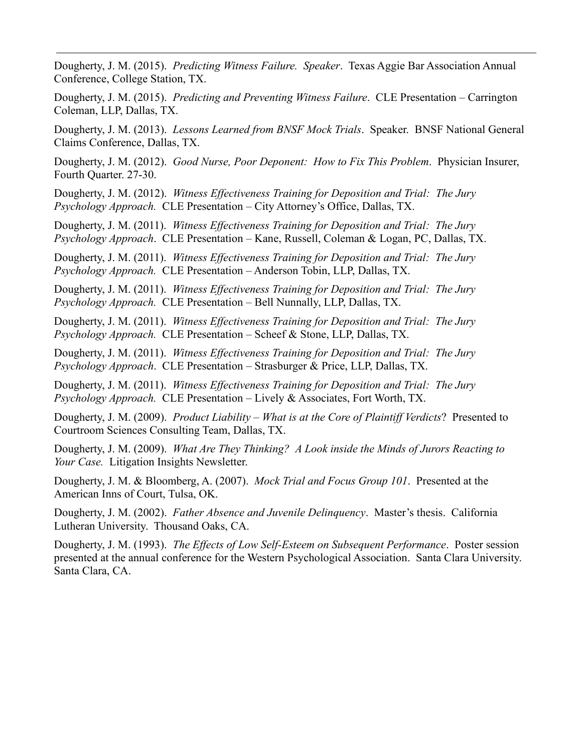Dougherty, J. M. (2015). *Predicting Witness Failure. Speaker*. Texas Aggie Bar Association Annual Conference, College Station, TX.

Dougherty, J. M. (2015). *Predicting and Preventing Witness Failure*. CLE Presentation – Carrington Coleman, LLP, Dallas, TX.

Dougherty, J. M. (2013). *Lessons Learned from BNSF Mock Trials*. Speaker. BNSF National General Claims Conference, Dallas, TX.

Dougherty, J. M. (2012). *Good Nurse, Poor Deponent: How to Fix This Problem*. Physician Insurer, Fourth Quarter. 27-30.

Dougherty, J. M. (2012). *Witness Effectiveness Training for Deposition and Trial: The Jury Psychology Approach.* CLE Presentation – City Attorney's Office, Dallas, TX.

Dougherty, J. M. (2011). *Witness Effectiveness Training for Deposition and Trial: The Jury Psychology Approach*. CLE Presentation – Kane, Russell, Coleman & Logan, PC, Dallas, TX.

Dougherty, J. M. (2011). *Witness Effectiveness Training for Deposition and Trial: The Jury Psychology Approach.* CLE Presentation – Anderson Tobin, LLP, Dallas, TX.

Dougherty, J. M. (2011). *Witness Effectiveness Training for Deposition and Trial: The Jury Psychology Approach.* CLE Presentation – Bell Nunnally, LLP, Dallas, TX.

Dougherty, J. M. (2011). *Witness Effectiveness Training for Deposition and Trial: The Jury Psychology Approach.* CLE Presentation – Scheef & Stone, LLP, Dallas, TX.

Dougherty, J. M. (2011). *Witness Effectiveness Training for Deposition and Trial: The Jury Psychology Approach*. CLE Presentation – Strasburger & Price, LLP, Dallas, TX.

Dougherty, J. M. (2011). *Witness Effectiveness Training for Deposition and Trial: The Jury Psychology Approach.* CLE Presentation – Lively & Associates, Fort Worth, TX.

Dougherty, J. M. (2009). *Product Liability – What is at the Core of Plaintiff Verdicts*? Presented to Courtroom Sciences Consulting Team, Dallas, TX.

Dougherty, J. M. (2009). *What Are They Thinking? A Look inside the Minds of Jurors Reacting to Your Case.* Litigation Insights Newsletter.

Dougherty, J. M. & Bloomberg, A. (2007). *Mock Trial and Focus Group 101*. Presented at the American Inns of Court, Tulsa, OK.

Dougherty, J. M. (2002). *Father Absence and Juvenile Delinquency*. Master's thesis. California Lutheran University. Thousand Oaks, CA.

Dougherty, J. M. (1993). *The Effects of Low Self-Esteem on Subsequent Performance*. Poster session presented at the annual conference for the Western Psychological Association. Santa Clara University. Santa Clara, CA.